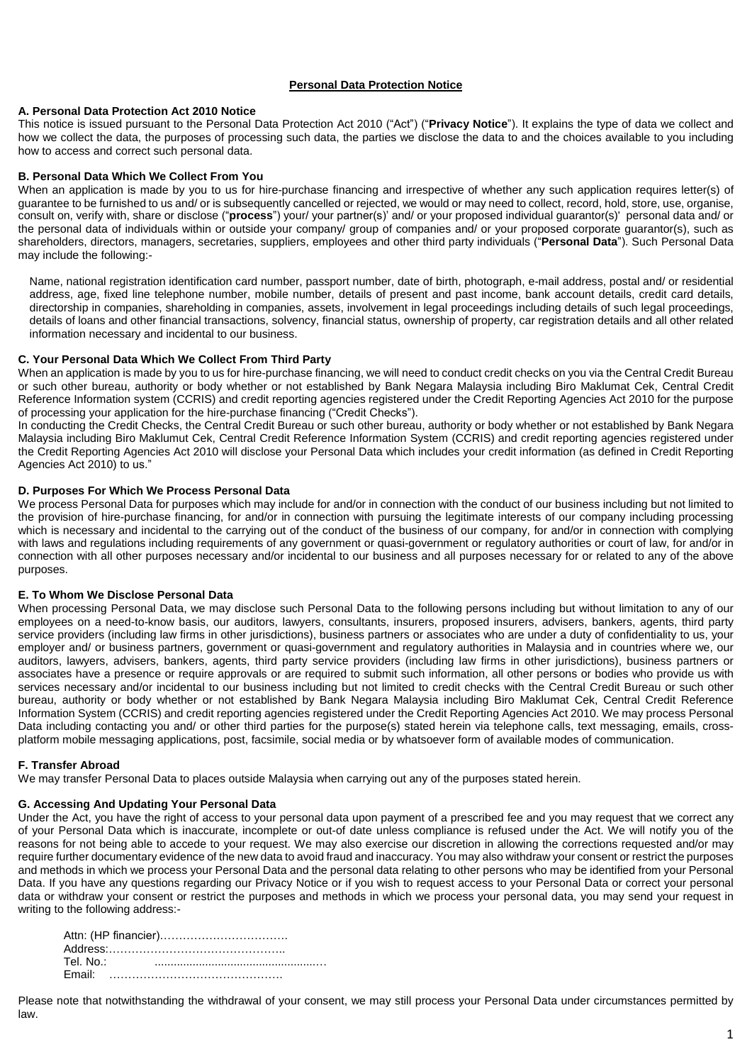# Personal Data Protection Notice

## A. Personal Data Protection Act 2010 Notice

This notice is issued pursuant to the Personal Data Protection Act 2010 ("Act") ("**Privacy Notice**"). It explains the type of data we collect and how we collect the data, the purposes of processing such data, the parties we disclose the data to and the choices available to you including how to access and correct such personal data.

## B. Personal Data Which We Collect From You

When an application is made by you to us for hire-purchase financing and irrespective of whether any such application requires letter(s) of guarantee to be furnished to us and/ or is subsequently cancelled or rejected, we would or may need to collect, record, hold, store, use, organise, consult on, verify with, share or disclose ("**process**") your/ your partner(s)' and/ or your proposed individual guarantor(s)' personal data and/ or the personal data of individuals within or outside your company/ group of companies and/ or your proposed corporate guarantor(s), such as shareholders, directors, managers, secretaries, suppliers, employees and other third party individuals ("**Personal Data**"). Such Personal Data may include the following:-

Name, national registration identification card number, passport number, date of birth, photograph, e-mail address, postal and/ or residential address, age, fixed line telephone number, mobile number, details of present and past income, bank account details, credit card details, directorship in companies, shareholding in companies, assets, involvement in legal proceedings including details of such legal proceedings, details of loans and other financial transactions, solvency, financial status, ownership of property, car registration details and all other related information necessary and incidental to our business.

## C. Your Personal Data Which We Collect From Third Party

When an application is made by you to us for hire-purchase financing, we will need to conduct credit checks on you via the Central Credit Bureau or such other bureau, authority or body whether or not established by Bank Negara Malaysia including Biro Maklumat Cek, Central Credit Reference Information system (CCRIS) and credit reporting agencies registered under the Credit Reporting Agencies Act 2010 for the purpose of processing your application for the hire-purchase financing ("Credit Checks").

In conducting the Credit Checks, the Central Credit Bureau or such other bureau, authority or body whether or not established by Bank Negara Malaysia including Biro Maklumut Cek, Central Credit Reference Information System (CCRIS) and credit reporting agencies registered under the Credit Reporting Agencies Act 2010 will disclose your Personal Data which includes your credit information (as defined in Credit Reporting Agencies Act 2010) to us."

## D. Purposes For Which We Process Personal Data

We process Personal Data for purposes which may include for and/or in connection with the conduct of our business including but not limited to the provision of hire-purchase financing, for and/or in connection with pursuing the legitimate interests of our company including processing which is necessary and incidental to the carrying out of the conduct of the business of our company, for and/or in connection with complying with laws and regulations including requirements of any government or quasi-government or regulatory authorities or court of law, for and/or in connection with all other purposes necessary and/or incidental to our business and all purposes necessary for or related to any of the above purposes.

## E. To Whom We Disclose Personal Data

When processing Personal Data, we may disclose such Personal Data to the following persons including but without limitation to any of our employees on a need-to-know basis, our auditors, lawyers, consultants, insurers, proposed insurers, advisers, bankers, agents, third party service providers (including law firms in other jurisdictions), business partners or associates who are under a duty of confidentiality to us, your employer and/ or business partners, government or quasi-government and regulatory authorities in Malaysia and in countries where we, our auditors, lawyers, advisers, bankers, agents, third party service providers (including law firms in other jurisdictions), business partners or associates have a presence or require approvals or are required to submit such information, all other persons or bodies who provide us with services necessary and/or incidental to our business including but not limited to credit checks with the Central Credit Bureau or such other bureau, authority or body whether or not established by Bank Negara Malaysia including Biro Maklumat Cek, Central Credit Reference Information System (CCRIS) and credit reporting agencies registered under the Credit Reporting Agencies Act 2010. We may process Personal Data including contacting you and/ or other third parties for the purpose(s) stated herein via telephone calls, text messaging, emails, cross-platform mobile messaging applications, post, facsimile, social media or by whatsoever form of available modes of communication.

## F. Transfer Abroad

We may transfer Personal Data to places outside Malaysia when carrying out any of the purposes stated herein.

## G. Accessing And Updating Your Personal Data

Under the Act, you have the right of access to your personal data upon payment of a prescribed fee and you may request that we correct any of your Personal Data which is inaccurate, incomplete or out-of date unless compliance is refused under the Act. We will notify you of the reasons for not being able to accede to your request. We may also exercise our discretion in allowing the corrections requested and/or may require further documentary evidence of the new data to avoid fraud and inaccuracy. You may also withdraw your consent or restrict the purposes and methods in which we process your Personal Data and the personal data relating to other persons who may be identified from your Personal Data. If you have any questions regarding our Privacy Notice or if you wish to request access to your Personal Data or correct your personal data or withdraw your consent or restrict the purposes and methods in which we process your personal data, you may send your request in writing to the following address:-

Attn: (HP financier)…………………………….
Address:………………………………………..
Tel. No.: ………………………………………….
Email: ……………………………………….

Please note that notwithstanding the withdrawal of your consent, we may still process your Personal Data under circumstances permitted by law.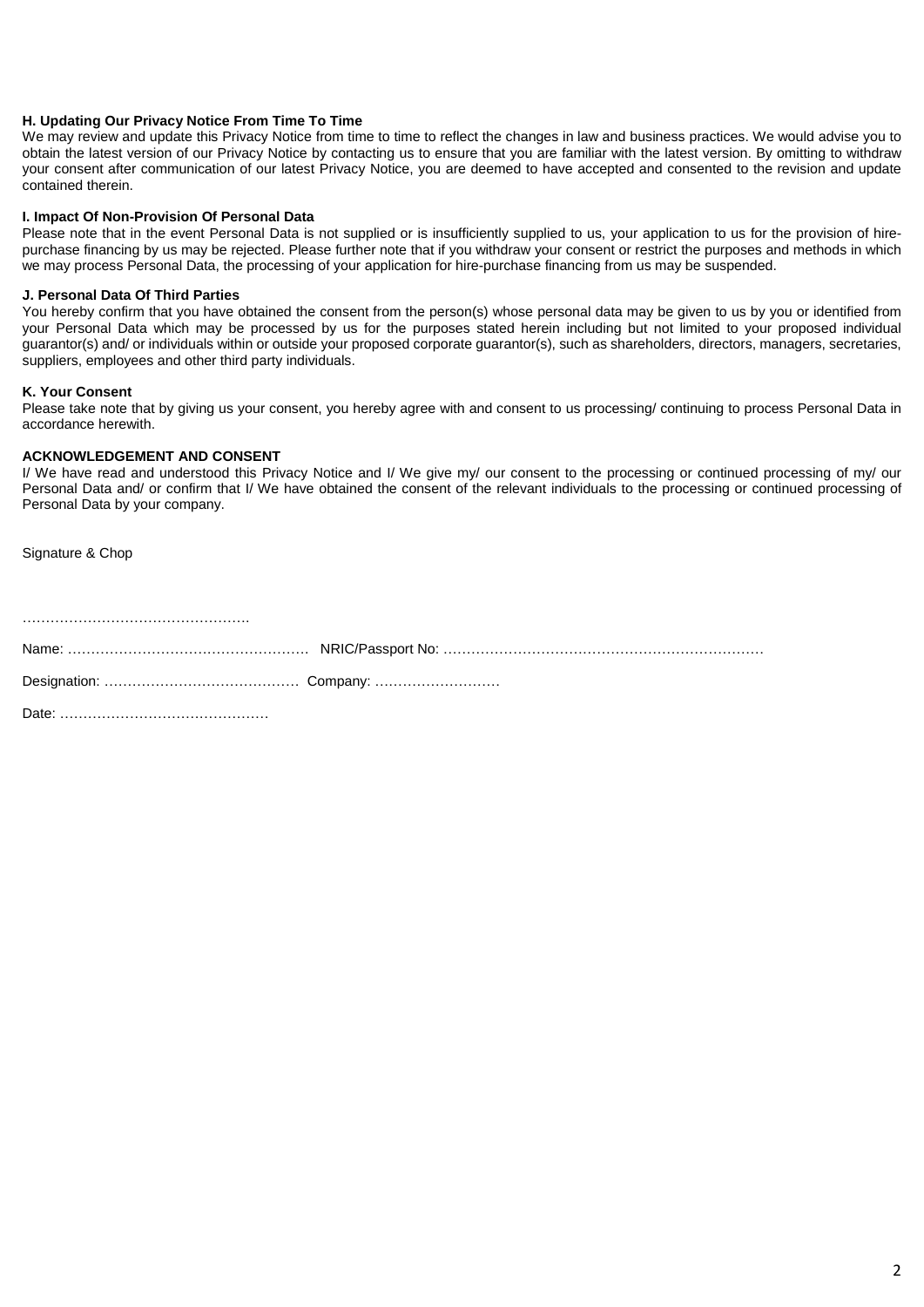**H. Updating Our Privacy Notice From Time To Time**

We may review and update this Privacy Notice from time to time to reflect the changes in law and business practices. We would advise you to obtain the latest version of our Privacy Notice by contacting us to ensure that you are familiar with the latest version. By omitting to withdraw your consent after communication of our latest Privacy Notice, you are deemed to have accepted and consented to the revision and update contained therein.

**I. Impact Of Non-Provision Of Personal Data**

Please note that in the event Personal Data is not supplied or is insufficiently supplied to us, your application to us for the provision of hire-purchase financing by us may be rejected. Please further note that if you withdraw your consent or restrict the purposes and methods in which we may process Personal Data, the processing of your application for hire-purchase financing from us may be suspended.

**J. Personal Data Of Third Parties**

You hereby confirm that you have obtained the consent from the person(s) whose personal data may be given to us by you or identified from your Personal Data which may be processed by us for the purposes stated herein including but not limited to your proposed individual guarantor(s) and/ or individuals within or outside your proposed corporate guarantor(s), such as shareholders, directors, managers, secretaries, suppliers, employees and other third party individuals.

**K. Your Consent**

Please take note that by giving us your consent, you hereby agree with and consent to us processing/ continuing to process Personal Data in accordance herewith.

**ACKNOWLEDGEMENT AND CONSENT**

I/ We have read and understood this Privacy Notice and I/ We give my/ our consent to the processing or continued processing of my/ our Personal Data and/ or confirm that I/ We have obtained the consent of the relevant individuals to the processing or continued processing of Personal Data by your company.

Signature & Chop

………………………………………….

Name: …………………………………………… NRIC/Passport No: ……………………………………………………………

Designation: …………………………………… Company: ………………………

Date: ………………………………………